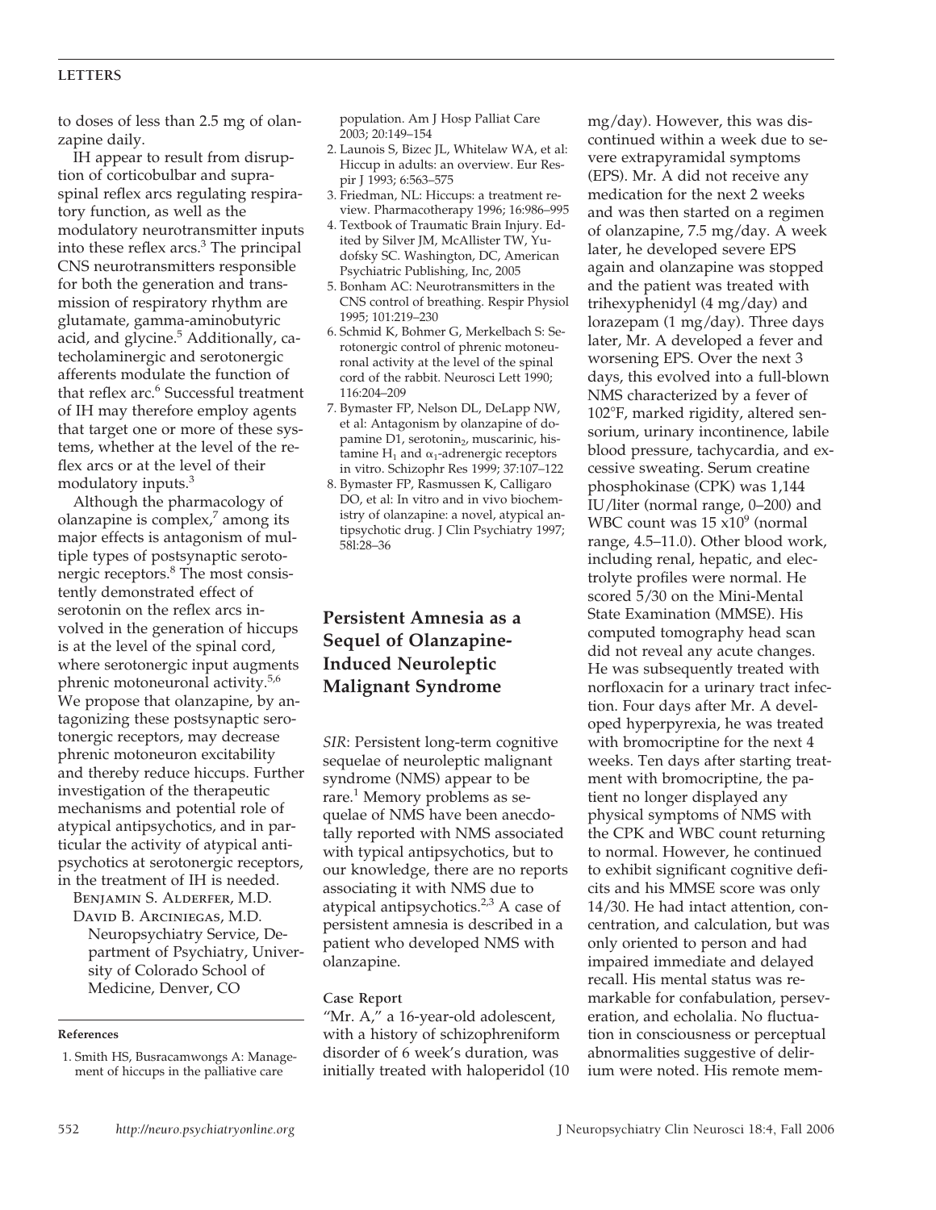to doses of less than 2.5 mg of olanzapine daily.

IH appear to result from disruption of corticobulbar and supraspinal reflex arcs regulating respiratory function, as well as the modulatory neurotransmitter inputs into these reflex arcs.[3] The principal CNS neurotransmitters responsible for both the generation and transmission of respiratory rhythm are glutamate, gamma-aminobutyric acid, and glycine.[5] Additionally, catecholaminergic and serotonergic afferents modulate the function of that reflex arc.[6] Successful treatment of IH may therefore employ agents that target one or more of these systems, whether at the level of the reflex arcs or at the level of their modulatory inputs.[3]

Although the pharmacology of olanzapine is complex,[7] among its major effects is antagonism of multiple types of postsynaptic serotonergic receptors.[8] The most consistently demonstrated effect of serotonin on the reflex arcs involved in the generation of hiccups is at the level of the spinal cord, where serotonergic input augments phrenic motoneuronal activity.[5,6] We propose that olanzapine, by antagonizing these postsynaptic serotonergic receptors, may decrease phrenic motoneuron excitability and thereby reduce hiccups. Further investigation of the therapeutic mechanisms and potential role of atypical antipsychotics, and in particular the activity of atypical antipsychotics at serotonergic receptors, in the treatment of IH is needed.

Benjamin S. Alderfer, M.D.
David B. Arciniegas, M.D.
Neuropsychiatry Service, Department of Psychiatry, University of Colorado School of Medicine, Denver, CO

**References**

1. Smith HS, Busracamwongs A: Management of hiccups in the palliative care population. Am J Hosp Palliat Care 2003; 20:149–154
2. Launois S, Bizec JL, Whitelaw WA, et al: Hiccup in adults: an overview. Eur Respir J 1993; 6:563–575
3. Friedman, NL: Hiccups: a treatment review. Pharmacotherapy 1996; 16:986–995
4. Textbook of Traumatic Brain Injury. Edited by Silver JM, McAllister TW, Yudofsky SC. Washington, DC, American Psychiatric Publishing, Inc, 2005
5. Bonham AC: Neurotransmitters in the CNS control of breathing. Respir Physiol 1995; 101:219–230
6. Schmid K, Bohmer G, Merkelbach S: Serotonergic control of phrenic motoneuronal activity at the level of the spinal cord of the rabbit. Neurosci Lett 1990; 116:204–209
7. Bymaster FP, Nelson DL, DeLapp NW, et al: Antagonism by olanzapine of dopamine D1, serotonin$_2$, muscarinic, histamine $H_1$ and $\alpha_1$-adrenergic receptors in vitro. Schizophr Res 1999; 37:107–122
8. Bymaster FP, Rasmussen K, Calligaro DO, et al: In vitro and in vivo biochemistry of olanzapine: a novel, atypical antipsychotic drug. J Clin Psychiatry 1997; 58l:28–36

## Persistent Amnesia as a Sequel of Olanzapine-Induced Neuroleptic Malignant Syndrome

*SIR*: Persistent long-term cognitive sequelae of neuroleptic malignant syndrome (NMS) appear to be rare.[1] Memory problems as sequelae of NMS have been anecdotally reported with NMS associated with typical antipsychotics, but to our knowledge, there are no reports associating it with NMS due to atypical antipsychotics.[2,3] A case of persistent amnesia is described in a patient who developed NMS with olanzapine.

**Case Report**

"Mr. A," a 16-year-old adolescent, with a history of schizophreniform disorder of 6 week's duration, was initially treated with haloperidol (10 mg/day). However, this was discontinued within a week due to severe extrapyramidal symptoms (EPS). Mr. A did not receive any medication for the next 2 weeks and was then started on a regimen of olanzapine, 7.5 mg/day. A week later, he developed severe EPS again and olanzapine was stopped and the patient was treated with trihexyphenidyl (4 mg/day) and lorazepam (1 mg/day). Three days later, Mr. A developed a fever and worsening EPS. Over the next 3 days, this evolved into a full-blown NMS characterized by a fever of 102°F, marked rigidity, altered sensorium, urinary incontinence, labile blood pressure, tachycardia, and excessive sweating. Serum creatine phosphokinase (CPK) was 1,144 IU/liter (normal range, 0–200) and WBC count was 15 $x10^9$ (normal range, 4.5–11.0). Other blood work, including renal, hepatic, and electrolyte profiles were normal. He scored 5/30 on the Mini-Mental State Examination (MMSE). His computed tomography head scan did not reveal any acute changes. He was subsequently treated with norfloxacin for a urinary tract infection. Four days after Mr. A developed hyperpyrexia, he was treated with bromocriptine for the next 4 weeks. Ten days after starting treatment with bromocriptine, the patient no longer displayed any physical symptoms of NMS with the CPK and WBC count returning to normal. However, he continued to exhibit significant cognitive deficits and his MMSE score was only 14/30. He had intact attention, concentration, and calculation, but was only oriented to person and had impaired immediate and delayed recall. His mental status was remarkable for confabulation, perseveration, and echolalia. No fluctuation in consciousness or perceptual abnormalities suggestive of delirium were noted. His remote mem-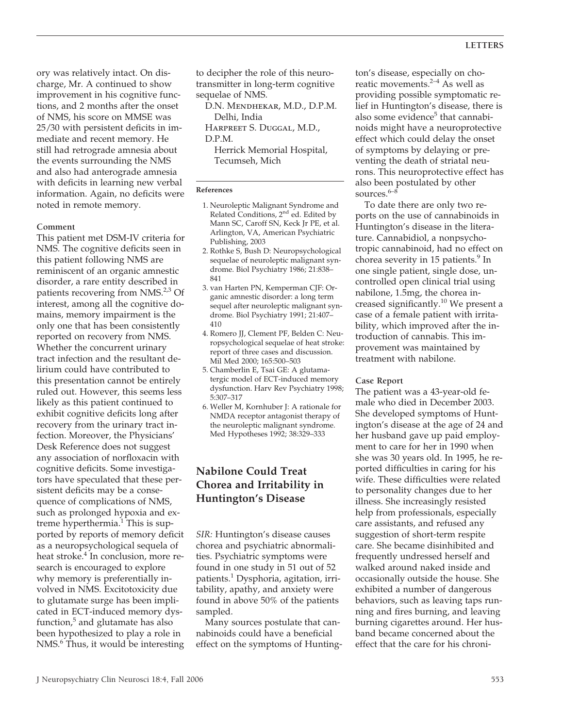ory was relatively intact. On discharge, Mr. A continued to show improvement in his cognitive functions, and 2 months after the onset of NMS, his score on MMSE was 25/30 with persistent deficits in immediate and recent memory. He still had retrograde amnesia about the events surrounding the NMS and also had anterograde amnesia with deficits in learning new verbal information. Again, no deficits were noted in remote memory.

**Comment**

This patient met DSM-IV criteria for NMS. The cognitive deficits seen in this patient following NMS are reminiscent of an organic amnestic disorder, a rare entity described in patients recovering from NMS.[2,3] Of interest, among all the cognitive domains, memory impairment is the only one that has been consistently reported on recovery from NMS. Whether the concurrent urinary tract infection and the resultant delirium could have contributed to this presentation cannot be entirely ruled out. However, this seems less likely as this patient continued to exhibit cognitive deficits long after recovery from the urinary tract infection. Moreover, the Physicians' Desk Reference does not suggest any association of norfloxacin with cognitive deficits. Some investigators have speculated that these persistent deficits may be a consequence of complications of NMS, such as prolonged hypoxia and extreme hyperthermia.[1] This is supported by reports of memory deficit as a neuropsychological sequela of heat stroke.[4] In conclusion, more research is encouraged to explore why memory is preferentially involved in NMS. Excitotoxicity due to glutamate surge has been implicated in ECT-induced memory dysfunction,[5] and glutamate has also been hypothesized to play a role in NMS.[6] Thus, it would be interesting to decipher the role of this neurotransmitter in long-term cognitive sequelae of NMS.

D.N. Mendhekar, M.D., D.P.M.
Delhi, India

Harpreet S. Duggal, M.D., D.P.M.
Herrick Memorial Hospital, Tecumseh, Mich

**References**

1. Neuroleptic Malignant Syndrome and Related Conditions, 2nd ed. Edited by Mann SC, Caroff SN, Keck Jr PE, et al. Arlington, VA, American Psychiatric Publishing, 2003
2. Rothke S, Bush D: Neuropsychological sequelae of neuroleptic malignant syndrome. Biol Psychiatry 1986; 21:838–841
3. van Harten PN, Kemperman CJF: Organic amnestic disorder: a long term sequel after neuroleptic malignant syndrome. Biol Psychiatry 1991; 21:407–410
4. Romero JJ, Clement PF, Belden C: Neuropsychological sequelae of heat stroke: report of three cases and discussion. Mil Med 2000; 165:500–503
5. Chamberlin E, Tsai GE: A glutamatergic model of ECT-induced memory dysfunction. Harv Rev Psychiatry 1998; 5:307–317
6. Weller M, Kornhuber J: A rationale for NMDA receptor antagonist therapy of the neuroleptic malignant syndrome. Med Hypotheses 1992; 38:329–333

## Nabilone Could Treat Chorea and Irritability in Huntington's Disease

*SIR:* Huntington's disease causes chorea and psychiatric abnormalities. Psychiatric symptoms were found in one study in 51 out of 52 patients.[1] Dysphoria, agitation, irritability, apathy, and anxiety were found in above 50% of the patients sampled.

Many sources postulate that cannabinoids could have a beneficial effect on the symptoms of Huntington's disease, especially on choreatic movements.[2–4] As well as providing possible symptomatic relief in Huntington's disease, there is also some evidence[5] that cannabinoids might have a neuroprotective effect which could delay the onset of symptoms by delaying or preventing the death of striatal neurons. This neuroprotective effect has also been postulated by other sources.[6–8]

To date there are only two reports on the use of cannabinoids in Huntington's disease in the literature. Cannabidiol, a nonpsychotropic cannabinoid, had no effect on chorea severity in 15 patients.[9] In one single patient, single dose, uncontrolled open clinical trial using nabilone, 1.5mg, the chorea increased significantly.[10] We present a case of a female patient with irritability, which improved after the introduction of cannabis. This improvement was maintained by treatment with nabilone.

**Case Report**

The patient was a 43-year-old female who died in December 2003. She developed symptoms of Huntington's disease at the age of 24 and her husband gave up paid employment to care for her in 1990 when she was 30 years old. In 1995, he reported difficulties in caring for his wife. These difficulties were related to personality changes due to her illness. She increasingly resisted help from professionals, especially care assistants, and refused any suggestion of short-term respite care. She became disinhibited and frequently undressed herself and walked around naked inside and occasionally outside the house. She exhibited a number of dangerous behaviors, such as leaving taps running and fires burning, and leaving burning cigarettes around. Her husband became concerned about the effect that the care for his chroni-